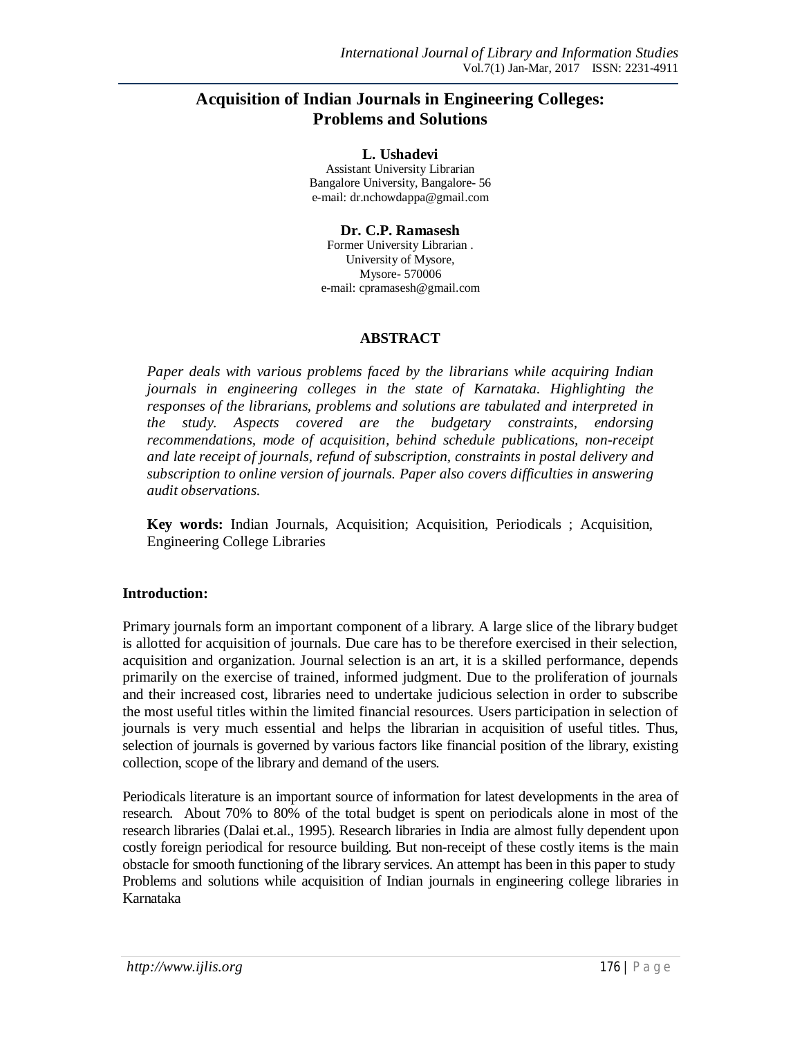# Acquisition of Indian Journals in Engineering Colleges: Problems and Solutions

**L. Ushadevi**
Assistant University Librarian
Bangalore University, Bangalore- 56
e-mail: dr.nchowdappa@gmail.com

**Dr. C.P. Ramasesh**
Former University Librarian .
University of Mysore,
Mysore- 570006
e-mail: cpramasesh@gmail.com

## ABSTRACT

*Paper deals with various problems faced by the librarians while acquiring Indian journals in engineering colleges in the state of Karnataka. Highlighting the responses of the librarians, problems and solutions are tabulated and interpreted in the study. Aspects covered are the budgetary constraints, endorsing recommendations, mode of acquisition, behind schedule publications, non-receipt and late receipt of journals, refund of subscription, constraints in postal delivery and subscription to online version of journals. Paper also covers difficulties in answering audit observations.*

**Key words:** Indian Journals, Acquisition; Acquisition, Periodicals ; Acquisition, Engineering College Libraries

## Introduction:

Primary journals form an important component of a library. A large slice of the library budget is allotted for acquisition of journals. Due care has to be therefore exercised in their selection, acquisition and organization. Journal selection is an art, it is a skilled performance, depends primarily on the exercise of trained, informed judgment. Due to the proliferation of journals and their increased cost, libraries need to undertake judicious selection in order to subscribe the most useful titles within the limited financial resources. Users participation in selection of journals is very much essential and helps the librarian in acquisition of useful titles. Thus, selection of journals is governed by various factors like financial position of the library, existing collection, scope of the library and demand of the users.

Periodicals literature is an important source of information for latest developments in the area of research. About 70% to 80% of the total budget is spent on periodicals alone in most of the research libraries (Dalai et.al., 1995). Research libraries in India are almost fully dependent upon costly foreign periodical for resource building. But non-receipt of these costly items is the main obstacle for smooth functioning of the library services. An attempt has been in this paper to study Problems and solutions while acquisition of Indian journals in engineering college libraries in Karnataka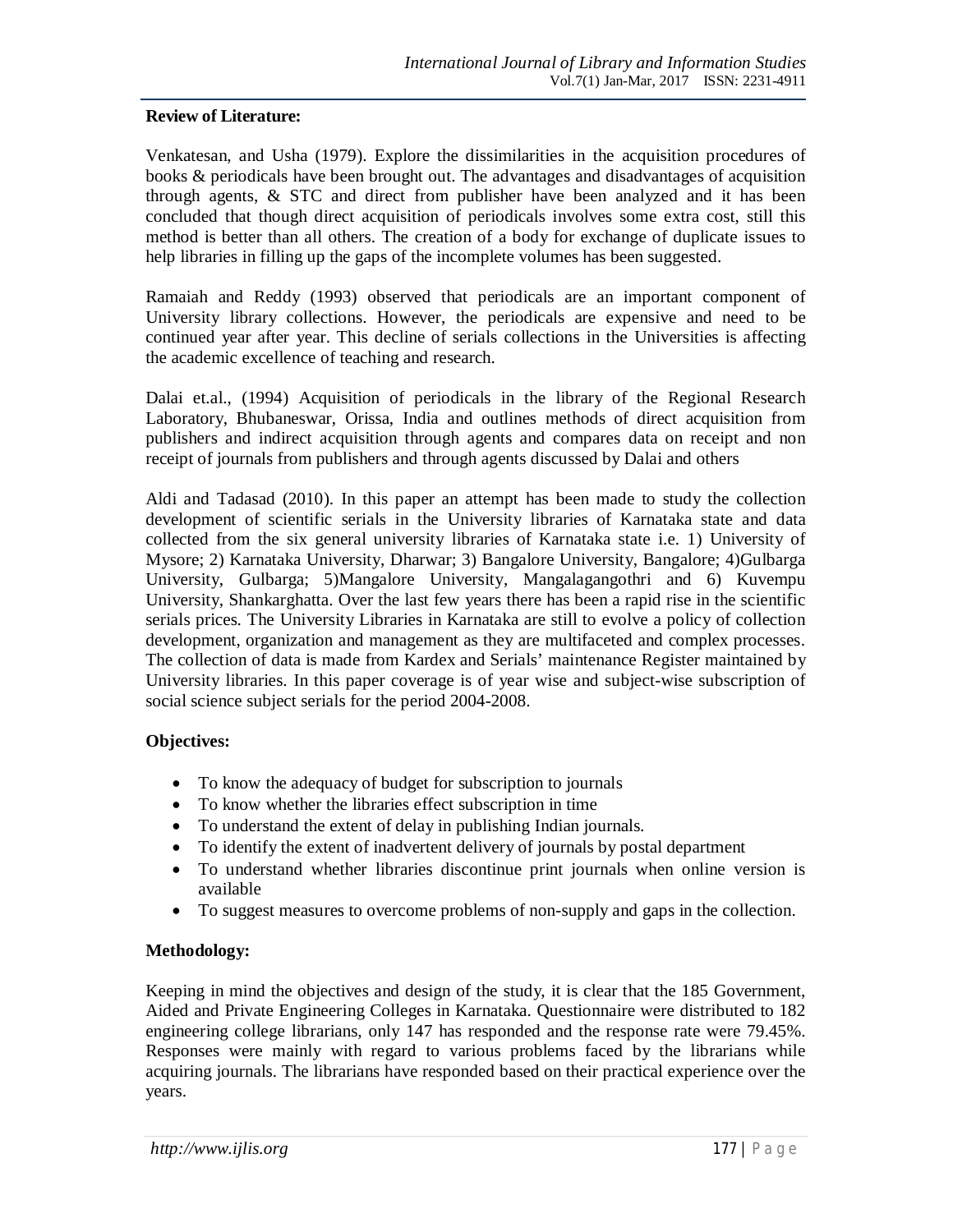**Review of Literature:**

Venkatesan, and Usha (1979). Explore the dissimilarities in the acquisition procedures of books & periodicals have been brought out. The advantages and disadvantages of acquisition through agents, & STC and direct from publisher have been analyzed and it has been concluded that though direct acquisition of periodicals involves some extra cost, still this method is better than all others. The creation of a body for exchange of duplicate issues to help libraries in filling up the gaps of the incomplete volumes has been suggested.

Ramaiah and Reddy (1993) observed that periodicals are an important component of University library collections. However, the periodicals are expensive and need to be continued year after year. This decline of serials collections in the Universities is affecting the academic excellence of teaching and research.

Dalai et.al., (1994) Acquisition of periodicals in the library of the Regional Research Laboratory, Bhubaneswar, Orissa, India and outlines methods of direct acquisition from publishers and indirect acquisition through agents and compares data on receipt and non receipt of journals from publishers and through agents discussed by Dalai and others

Aldi and Tadasad (2010). In this paper an attempt has been made to study the collection development of scientific serials in the University libraries of Karnataka state and data collected from the six general university libraries of Karnataka state i.e. 1) University of Mysore; 2) Karnataka University, Dharwar; 3) Bangalore University, Bangalore; 4)Gulbarga University, Gulbarga; 5)Mangalore University, Mangalagangothri and 6) Kuvempu University, Shankarghatta. Over the last few years there has been a rapid rise in the scientific serials prices. The University Libraries in Karnataka are still to evolve a policy of collection development, organization and management as they are multifaceted and complex processes. The collection of data is made from Kardex and Serials' maintenance Register maintained by University libraries. In this paper coverage is of year wise and subject-wise subscription of social science subject serials for the period 2004-2008.

**Objectives:**

- To know the adequacy of budget for subscription to journals
- To know whether the libraries effect subscription in time
- To understand the extent of delay in publishing Indian journals.
- To identify the extent of inadvertent delivery of journals by postal department
- To understand whether libraries discontinue print journals when online version is available
- To suggest measures to overcome problems of non-supply and gaps in the collection.

**Methodology:**

Keeping in mind the objectives and design of the study, it is clear that the 185 Government, Aided and Private Engineering Colleges in Karnataka. Questionnaire were distributed to 182 engineering college librarians, only 147 has responded and the response rate were 79.45%. Responses were mainly with regard to various problems faced by the librarians while acquiring journals. The librarians have responded based on their practical experience over the years.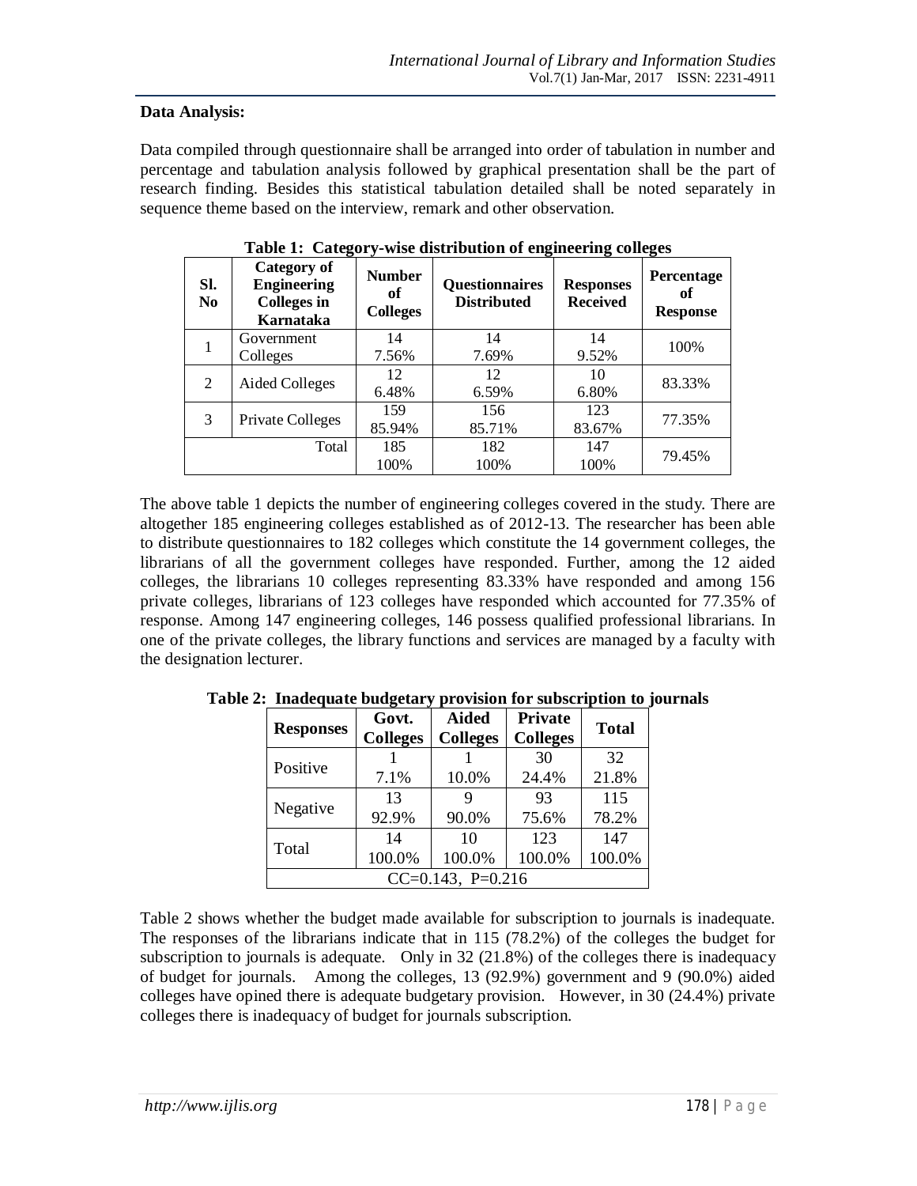**Data Analysis:**

Data compiled through questionnaire shall be arranged into order of tabulation in number and percentage and tabulation analysis followed by graphical presentation shall be the part of research finding. Besides this statistical tabulation detailed shall be noted separately in sequence theme based on the interview, remark and other observation.

**Table 1: Category-wise distribution of engineering colleges**

| Sl. No | Category of Engineering Colleges in Karnataka | Number of Colleges | Questionnaires Distributed | Responses Received | Percentage of Response |
|---|---|---|---|---|---|
| 1 | Government Colleges | 14<br>7.56% | 14<br>7.69% | 14<br>9.52% | 100% |
| 2 | Aided Colleges | 12<br>6.48% | 12<br>6.59% | 10<br>6.80% | 83.33% |
| 3 | Private Colleges | 159<br>85.94% | 156<br>85.71% | 123<br>83.67% | 77.35% |
| | Total | 185<br>100% | 182<br>100% | 147<br>100% | 79.45% |

The above table 1 depicts the number of engineering colleges covered in the study. There are altogether 185 engineering colleges established as of 2012-13. The researcher has been able to distribute questionnaires to 182 colleges which constitute the 14 government colleges, the librarians of all the government colleges have responded. Further, among the 12 aided colleges, the librarians 10 colleges representing 83.33% have responded and among 156 private colleges, librarians of 123 colleges have responded which accounted for 77.35% of response. Among 147 engineering colleges, 146 possess qualified professional librarians. In one of the private colleges, the library functions and services are managed by a faculty with the designation lecturer.

**Table 2: Inadequate budgetary provision for subscription to journals**

| Responses | Govt. Colleges | Aided Colleges | Private Colleges | Total |
|---|---|---|---|---|
| Positive | 1<br>7.1% | 1<br>10.0% | 30<br>24.4% | 32<br>21.8% |
| Negative | 13<br>92.9% | 9<br>90.0% | 93<br>75.6% | 115<br>78.2% |
| Total | 14<br>100.0% | 10<br>100.0% | 123<br>100.0% | 147<br>100.0% |
| CC=0.143, P=0.216 | | | | |

Table 2 shows whether the budget made available for subscription to journals is inadequate. The responses of the librarians indicate that in 115 (78.2%) of the colleges the budget for subscription to journals is adequate. Only in 32 (21.8%) of the colleges there is inadequacy of budget for journals. Among the colleges, 13 (92.9%) government and 9 (90.0%) aided colleges have opined there is adequate budgetary provision. However, in 30 (24.4%) private colleges there is inadequacy of budget for journals subscription.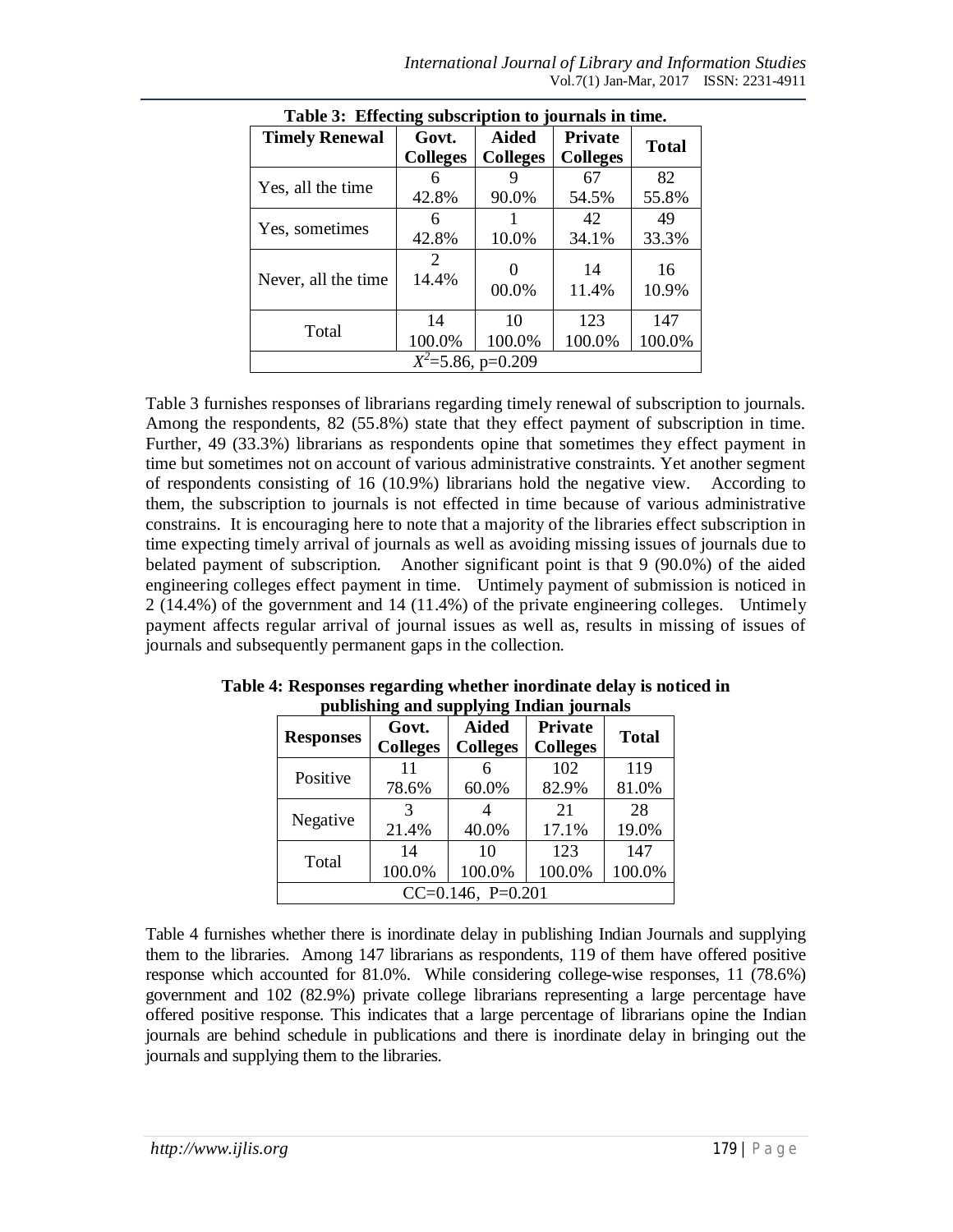**Table 3: Effecting subscription to journals in time.**

| Timely Renewal | Govt. Colleges | Aided Colleges | Private Colleges | Total |
|---|---|---|---|---|
| Yes, all the time | 6<br>42.8% | 9<br>90.0% | 67<br>54.5% | 82<br>55.8% |
| Yes, sometimes | 6<br>42.8% | 1<br>10.0% | 42<br>34.1% | 49<br>33.3% |
| Never, all the time | 2<br>14.4% | 0<br>00.0% | 14<br>11.4% | 16<br>10.9% |
| Total | 14<br>100.0% | 10<br>100.0% | 123<br>100.0% | 147<br>100.0% |
| $X^2$=5.86, p=0.209 | | | | |

Table 3 furnishes responses of librarians regarding timely renewal of subscription to journals. Among the respondents, 82 (55.8%) state that they effect payment of subscription in time. Further, 49 (33.3%) librarians as respondents opine that sometimes they effect payment in time but sometimes not on account of various administrative constraints. Yet another segment of respondents consisting of 16 (10.9%) librarians hold the negative view. According to them, the subscription to journals is not effected in time because of various administrative constrains. It is encouraging here to note that a majority of the libraries effect subscription in time expecting timely arrival of journals as well as avoiding missing issues of journals due to belated payment of subscription. Another significant point is that 9 (90.0%) of the aided engineering colleges effect payment in time. Untimely payment of submission is noticed in 2 (14.4%) of the government and 14 (11.4%) of the private engineering colleges. Untimely payment affects regular arrival of journal issues as well as, results in missing of issues of journals and subsequently permanent gaps in the collection.

**Table 4: Responses regarding whether inordinate delay is noticed in publishing and supplying Indian journals**

| Responses | Govt. Colleges | Aided Colleges | Private Colleges | Total |
|---|---|---|---|---|
| Positive | 11<br>78.6% | 6<br>60.0% | 102<br>82.9% | 119<br>81.0% |
| Negative | 3<br>21.4% | 4<br>40.0% | 21<br>17.1% | 28<br>19.0% |
| Total | 14<br>100.0% | 10<br>100.0% | 123<br>100.0% | 147<br>100.0% |
| CC=0.146, P=0.201 | | | | |

Table 4 furnishes whether there is inordinate delay in publishing Indian Journals and supplying them to the libraries. Among 147 librarians as respondents, 119 of them have offered positive response which accounted for 81.0%. While considering college-wise responses, 11 (78.6%) government and 102 (82.9%) private college librarians representing a large percentage have offered positive response. This indicates that a large percentage of librarians opine the Indian journals are behind schedule in publications and there is inordinate delay in bringing out the journals and supplying them to the libraries.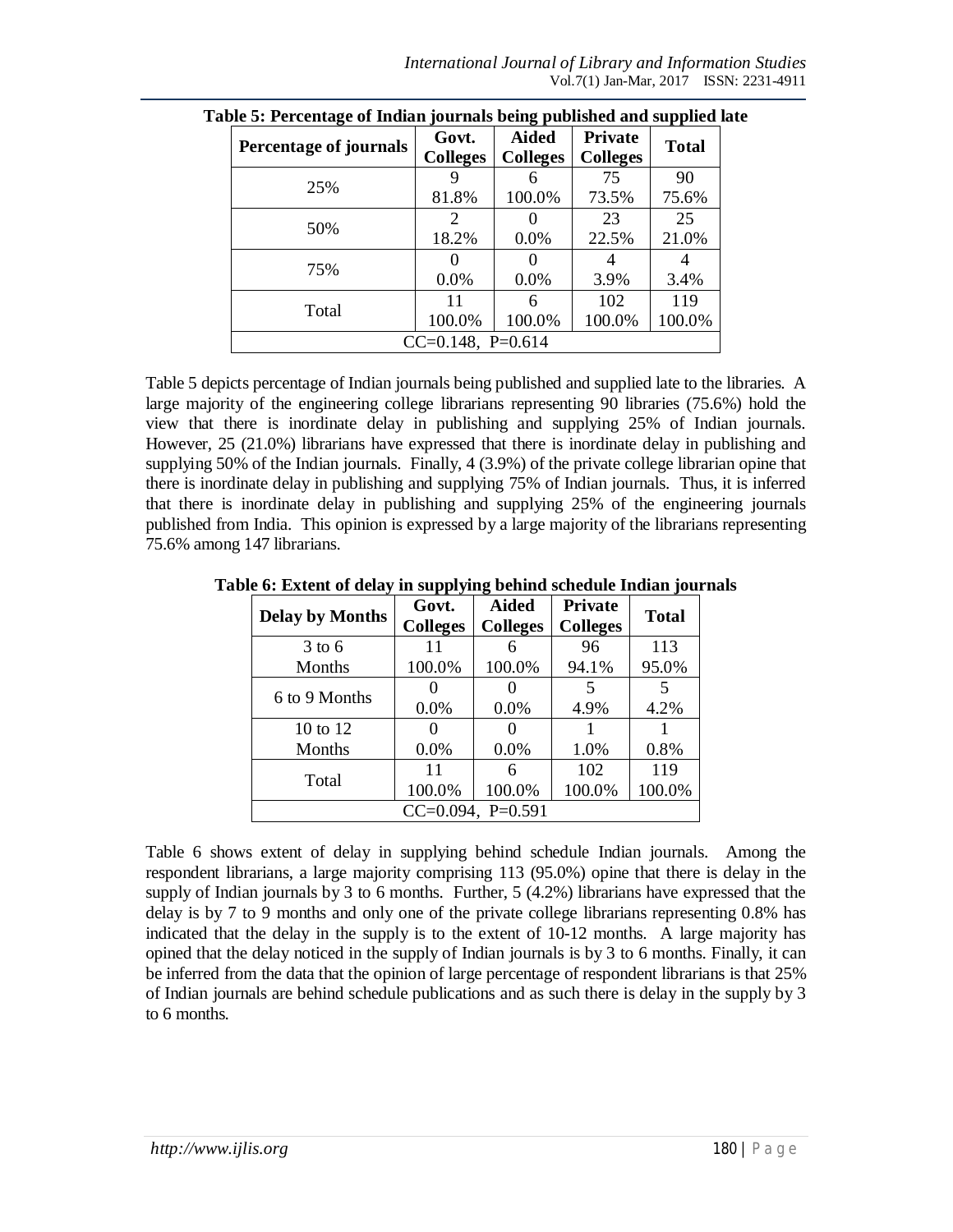**Table 5: Percentage of Indian journals being published and supplied late**

| Percentage of journals | Govt. Colleges | Aided Colleges | Private Colleges | Total |
|---|---|---|---|---|
| 25% | 9<br>81.8% | 6<br>100.0% | 75<br>73.5% | 90<br>75.6% |
| 50% | 2<br>18.2% | 0<br>0.0% | 23<br>22.5% | 25<br>21.0% |
| 75% | 0<br>0.0% | 0<br>0.0% | 4<br>3.9% | 4<br>3.4% |
| Total | 11<br>100.0% | 6<br>100.0% | 102<br>100.0% | 119<br>100.0% |
| CC=0.148, P=0.614 | | | | |

Table 5 depicts percentage of Indian journals being published and supplied late to the libraries. A large majority of the engineering college librarians representing 90 libraries (75.6%) hold the view that there is inordinate delay in publishing and supplying 25% of Indian journals. However, 25 (21.0%) librarians have expressed that there is inordinate delay in publishing and supplying 50% of the Indian journals. Finally, 4 (3.9%) of the private college librarian opine that there is inordinate delay in publishing and supplying 75% of Indian journals. Thus, it is inferred that there is inordinate delay in publishing and supplying 25% of the engineering journals published from India. This opinion is expressed by a large majority of the librarians representing 75.6% among 147 librarians.

**Table 6: Extent of delay in supplying behind schedule Indian journals**

| Delay by Months | Govt. Colleges | Aided Colleges | Private Colleges | Total |
|---|---|---|---|---|
| 3 to 6 Months | 11<br>100.0% | 6<br>100.0% | 96<br>94.1% | 113<br>95.0% |
| 6 to 9 Months | 0<br>0.0% | 0<br>0.0% | 5<br>4.9% | 5<br>4.2% |
| 10 to 12 Months | 0<br>0.0% | 0<br>0.0% | 1<br>1.0% | 1<br>0.8% |
| Total | 11<br>100.0% | 6<br>100.0% | 102<br>100.0% | 119<br>100.0% |
| CC=0.094, P=0.591 | | | | |

Table 6 shows extent of delay in supplying behind schedule Indian journals. Among the respondent librarians, a large majority comprising 113 (95.0%) opine that there is delay in the supply of Indian journals by 3 to 6 months. Further, 5 (4.2%) librarians have expressed that the delay is by 7 to 9 months and only one of the private college librarians representing 0.8% has indicated that the delay in the supply is to the extent of 10-12 months. A large majority has opined that the delay noticed in the supply of Indian journals is by 3 to 6 months. Finally, it can be inferred from the data that the opinion of large percentage of respondent librarians is that 25% of Indian journals are behind schedule publications and as such there is delay in the supply by 3 to 6 months.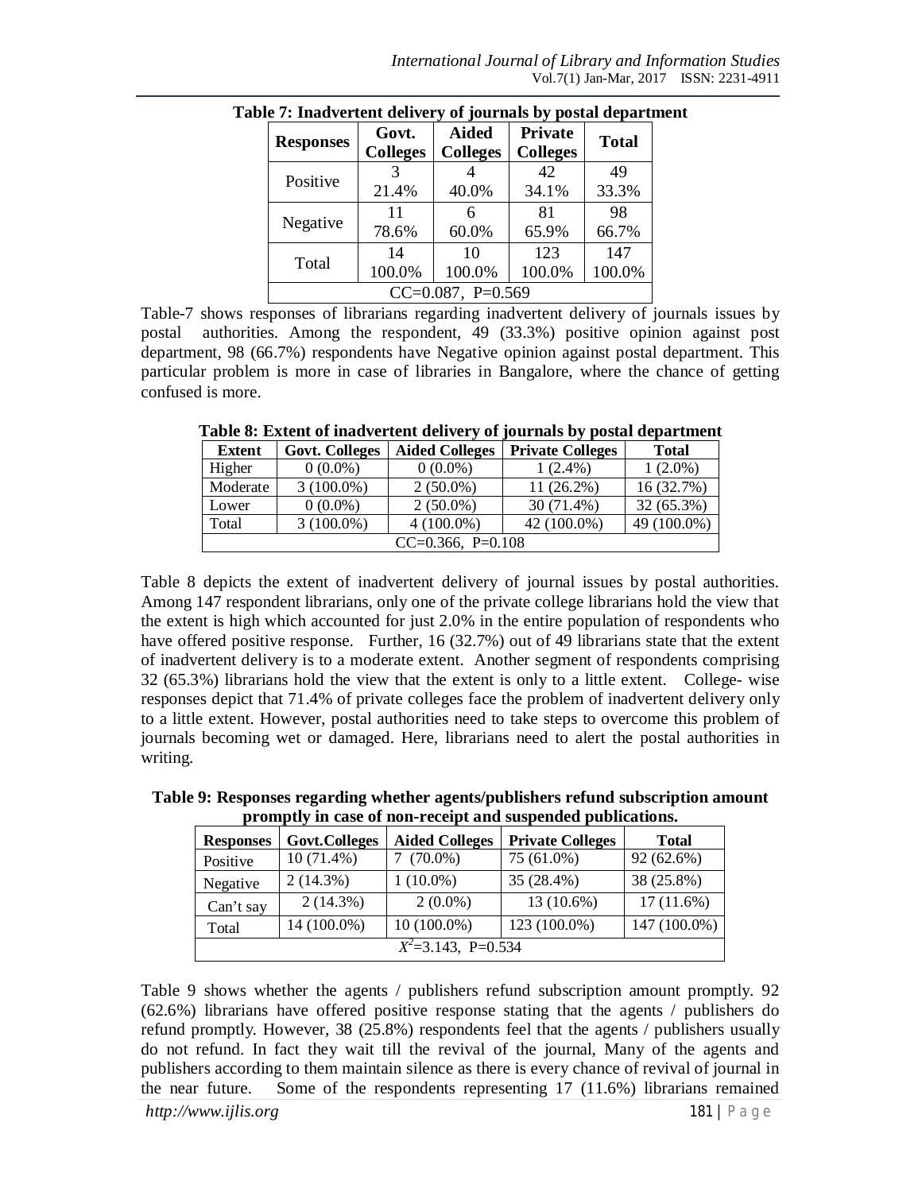**Table 7: Inadvertent delivery of journals by postal department**

| Responses | Govt. Colleges | Aided Colleges | Private Colleges | Total |
|---|---|---|---|---|
| Positive | 3<br>21.4% | 4<br>40.0% | 42<br>34.1% | 49<br>33.3% |
| Negative | 11<br>78.6% | 6<br>60.0% | 81<br>65.9% | 98<br>66.7% |
| Total | 14<br>100.0% | 10<br>100.0% | 123<br>100.0% | 147<br>100.0% |
| CC=0.087, P=0.569 | | | | |

Table-7 shows responses of librarians regarding inadvertent delivery of journals issues by postal authorities. Among the respondent, 49 (33.3%) positive opinion against post department, 98 (66.7%) respondents have Negative opinion against postal department. This particular problem is more in case of libraries in Bangalore, where the chance of getting confused is more.

**Table 8: Extent of inadvertent delivery of journals by postal department**

| Extent | Govt. Colleges | Aided Colleges | Private Colleges | Total |
|---|---|---|---|---|
| Higher | 0 (0.0%) | 0 (0.0%) | 1 (2.4%) | 1 (2.0%) |
| Moderate | 3 (100.0%) | 2 (50.0%) | 11 (26.2%) | 16 (32.7%) |
| Lower | 0 (0.0%) | 2 (50.0%) | 30 (71.4%) | 32 (65.3%) |
| Total | 3 (100.0%) | 4 (100.0%) | 42 (100.0%) | 49 (100.0%) |
| CC=0.366, P=0.108 | | | | |

Table 8 depicts the extent of inadvertent delivery of journal issues by postal authorities. Among 147 respondent librarians, only one of the private college librarians hold the view that the extent is high which accounted for just 2.0% in the entire population of respondents who have offered positive response. Further, 16 (32.7%) out of 49 librarians state that the extent of inadvertent delivery is to a moderate extent. Another segment of respondents comprising 32 (65.3%) librarians hold the view that the extent is only to a little extent. College- wise responses depict that 71.4% of private colleges face the problem of inadvertent delivery only to a little extent. However, postal authorities need to take steps to overcome this problem of journals becoming wet or damaged. Here, librarians need to alert the postal authorities in writing.

**Table 9: Responses regarding whether agents/publishers refund subscription amount promptly in case of non-receipt and suspended publications.**

| Responses | Govt.Colleges | Aided Colleges | Private Colleges | Total |
|---|---|---|---|---|
| Positive | 10 (71.4%) | 7 (70.0%) | 75 (61.0%) | 92 (62.6%) |
| Negative | 2 (14.3%) | 1 (10.0%) | 35 (28.4%) | 38 (25.8%) |
| Can't say | 2 (14.3%) | 2 (0.0%) | 13 (10.6%) | 17 (11.6%) |
| Total | 14 (100.0%) | 10 (100.0%) | 123 (100.0%) | 147 (100.0%) |
| $X^2$=3.143, P=0.534 | | | | |

Table 9 shows whether the agents / publishers refund subscription amount promptly. 92 (62.6%) librarians have offered positive response stating that the agents / publishers do refund promptly. However, 38 (25.8%) respondents feel that the agents / publishers usually do not refund. In fact they wait till the revival of the journal, Many of the agents and publishers according to them maintain silence as there is every chance of revival of journal in the near future. Some of the respondents representing 17 (11.6%) librarians remained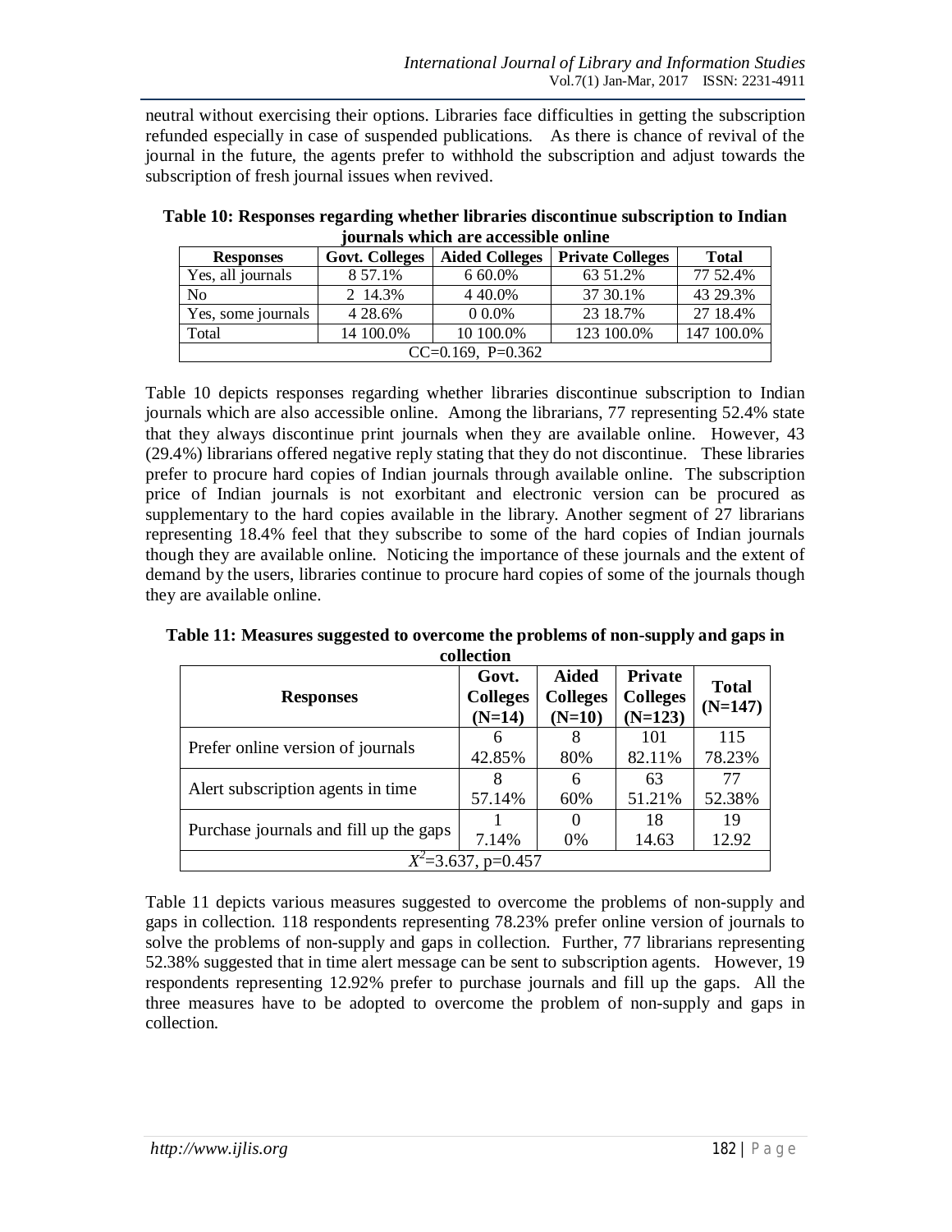neutral without exercising their options. Libraries face difficulties in getting the subscription refunded especially in case of suspended publications. As there is chance of revival of the journal in the future, the agents prefer to withhold the subscription and adjust towards the subscription of fresh journal issues when revived.

**Table 10: Responses regarding whether libraries discontinue subscription to Indian journals which are accessible online**

| Responses | Govt. Colleges | Aided Colleges | Private Colleges | Total |
|---|---|---|---|---|
| Yes, all journals | 8 57.1% | 6 60.0% | 63 51.2% | 77 52.4% |
| No | 2 14.3% | 4 40.0% | 37 30.1% | 43 29.3% |
| Yes, some journals | 4 28.6% | 0 0.0% | 23 18.7% | 27 18.4% |
| Total | 14 100.0% | 10 100.0% | 123 100.0% | 147 100.0% |
| CC=0.169, P=0.362 | | | | |

Table 10 depicts responses regarding whether libraries discontinue subscription to Indian journals which are also accessible online. Among the librarians, 77 representing 52.4% state that they always discontinue print journals when they are available online. However, 43 (29.4%) librarians offered negative reply stating that they do not discontinue. These libraries prefer to procure hard copies of Indian journals through available online. The subscription price of Indian journals is not exorbitant and electronic version can be procured as supplementary to the hard copies available in the library. Another segment of 27 librarians representing 18.4% feel that they subscribe to some of the hard copies of Indian journals though they are available online. Noticing the importance of these journals and the extent of demand by the users, libraries continue to procure hard copies of some of the journals though they are available online.

**Table 11: Measures suggested to overcome the problems of non-supply and gaps in collection**

| Responses | Govt. Colleges (N=14) | Aided Colleges (N=10) | Private Colleges (N=123) | Total (N=147) |
|---|---|---|---|---|
| Prefer online version of journals | 6<br>42.85% | 8<br>80% | 101<br>82.11% | 115<br>78.23% |
| Alert subscription agents in time | 8<br>57.14% | 6<br>60% | 63<br>51.21% | 77<br>52.38% |
| Purchase journals and fill up the gaps | 1<br>7.14% | 0<br>0% | 18<br>14.63 | 19<br>12.92 |
| $X^2$=3.637, p=0.457 | | | | |

Table 11 depicts various measures suggested to overcome the problems of non-supply and gaps in collection. 118 respondents representing 78.23% prefer online version of journals to solve the problems of non-supply and gaps in collection. Further, 77 librarians representing 52.38% suggested that in time alert message can be sent to subscription agents. However, 19 respondents representing 12.92% prefer to purchase journals and fill up the gaps. All the three measures have to be adopted to overcome the problem of non-supply and gaps in collection.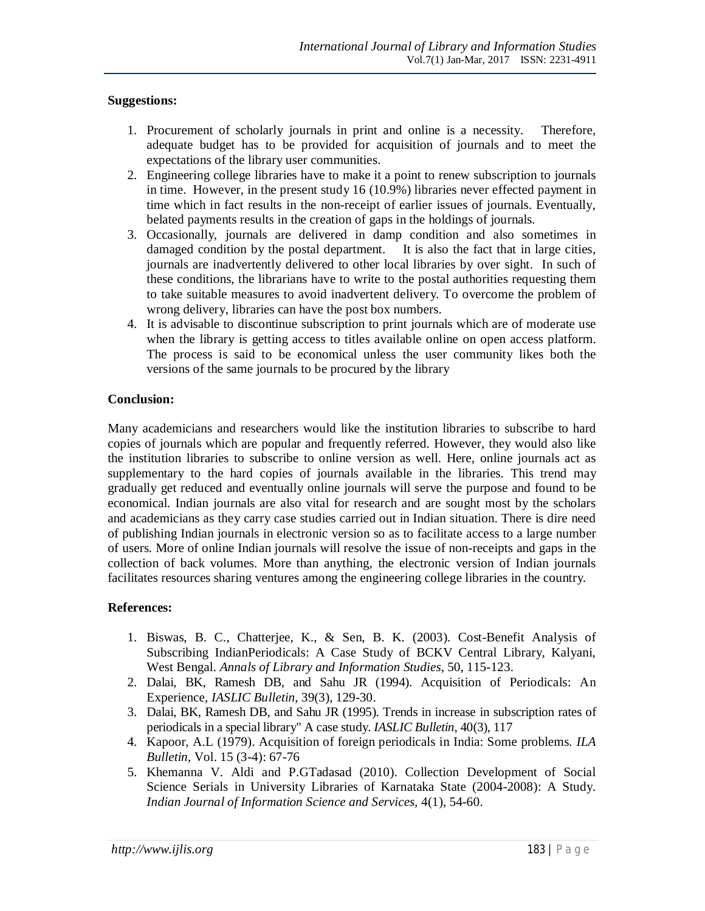**Suggestions:**

1. Procurement of scholarly journals in print and online is a necessity. Therefore, adequate budget has to be provided for acquisition of journals and to meet the expectations of the library user communities.
2. Engineering college libraries have to make it a point to renew subscription to journals in time. However, in the present study 16 (10.9%) libraries never effected payment in time which in fact results in the non-receipt of earlier issues of journals. Eventually, belated payments results in the creation of gaps in the holdings of journals.
3. Occasionally, journals are delivered in damp condition and also sometimes in damaged condition by the postal department. It is also the fact that in large cities, journals are inadvertently delivered to other local libraries by over sight. In such of these conditions, the librarians have to write to the postal authorities requesting them to take suitable measures to avoid inadvertent delivery. To overcome the problem of wrong delivery, libraries can have the post box numbers.
4. It is advisable to discontinue subscription to print journals which are of moderate use when the library is getting access to titles available online on open access platform. The process is said to be economical unless the user community likes both the versions of the same journals to be procured by the library

**Conclusion:**

Many academicians and researchers would like the institution libraries to subscribe to hard copies of journals which are popular and frequently referred. However, they would also like the institution libraries to subscribe to online version as well. Here, online journals act as supplementary to the hard copies of journals available in the libraries. This trend may gradually get reduced and eventually online journals will serve the purpose and found to be economical. Indian journals are also vital for research and are sought most by the scholars and academicians as they carry case studies carried out in Indian situation. There is dire need of publishing Indian journals in electronic version so as to facilitate access to a large number of users. More of online Indian journals will resolve the issue of non-receipts and gaps in the collection of back volumes. More than anything, the electronic version of Indian journals facilitates resources sharing ventures among the engineering college libraries in the country.

**References:**

1. Biswas, B. C., Chatterjee, K., & Sen, B. K. (2003). Cost-Benefit Analysis of Subscribing IndianPeriodicals: A Case Study of BCKV Central Library, Kalyani, West Bengal. *Annals of Library and Information Studies*, 50, 115-123.
2. Dalai, BK, Ramesh DB, and Sahu JR (1994). Acquisition of Periodicals: An Experience, *IASLIC Bulletin*, 39(3), 129-30.
3. Dalai, BK, Ramesh DB, and Sahu JR (1995). Trends in increase in subscription rates of periodicals in a special library" A case study. *IASLIC Bulletin*, 40(3), 117
4. Kapoor, A.L (1979). Acquisition of foreign periodicals in India: Some problems. *ILA Bulletin*, Vol. 15 (3-4): 67-76
5. Khemanna V. Aldi and P.GTadasad (2010). Collection Development of Social Science Serials in University Libraries of Karnataka State (2004-2008): A Study. *Indian Journal of Information Science and Services*, 4(1), 54-60.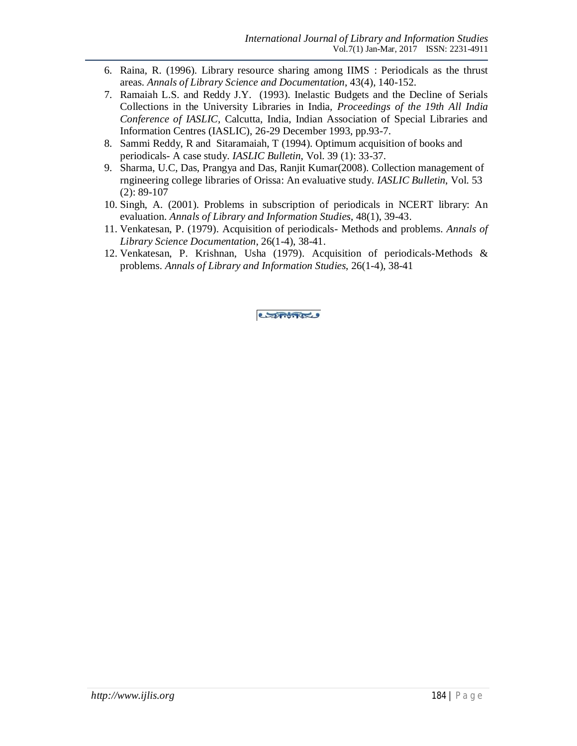6. Raina, R. (1996). Library resource sharing among IIMS : Periodicals as the thrust areas. *Annals of Library Science and Documentation*, 43(4), 140-152.
7. Ramaiah L.S. and Reddy J.Y. (1993). Inelastic Budgets and the Decline of Serials Collections in the University Libraries in India, *Proceedings of the 19th All India Conference of IASLIC*, Calcutta, India, Indian Association of Special Libraries and Information Centres (IASLIC), 26-29 December 1993, pp.93-7.
8. Sammi Reddy, R and Sitaramaiah, T (1994). Optimum acquisition of books and periodicals- A case study. *IASLIC Bulletin*, Vol. 39 (1): 33-37.
9. Sharma, U.C, Das, Prangya and Das, Ranjit Kumar(2008). Collection management of rngineering college libraries of Orissa: An evaluative study. *IASLIC Bulletin*, Vol. 53 (2): 89-107
10. Singh, A. (2001). Problems in subscription of periodicals in NCERT library: An evaluation. *Annals of Library and Information Studies*, 48(1), 39-43.
11. Venkatesan, P. (1979). Acquisition of periodicals- Methods and problems. *Annals of Library Science Documentation*, 26(1-4), 38-41.
12. Venkatesan, P. Krishnan, Usha (1979). Acquisition of periodicals-Methods & problems. *Annals of Library and Information Studies*, 26(1-4), 38-41